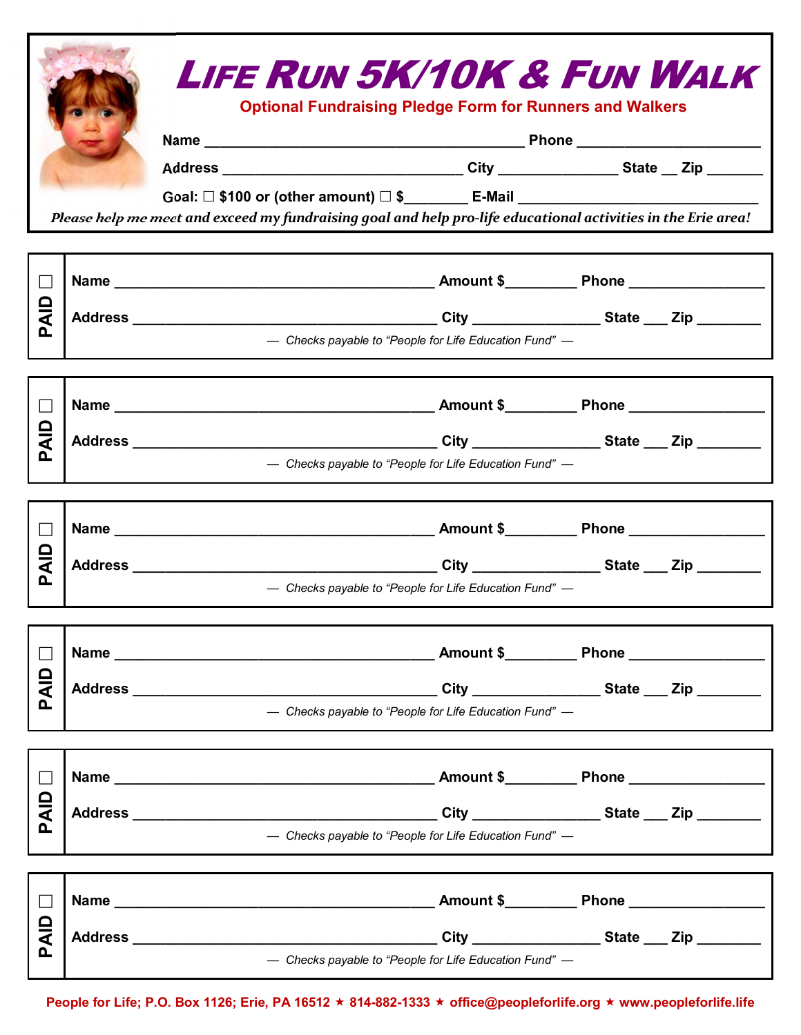# LIFE RUN 5K/10K & FUN WALK

**Optional Fundraising Pledge Form for Runners and Walkers**

**Name** ________________________________________ **Phone** ______________________

**Address** ______________________________ **City** _______________ **State** __ **Zip** _______

**Goal:** ☐ **$100 or (other amount)** ☐ **$**________ **E-Mail** ______________________________

*Please help me meet and exceed my fundraising goal and help pro-life educational activities in the Erie area!*

---

☐ **PAID**

**Name** ________________________________________ **Amount $**_________ **Phone** _________________

**Address** ______________________________________ **City** ________________ **State** ___ **Zip** ________

*— Checks payable to "People for Life Education Fund" —*

---

☐ **PAID**

**Name** ________________________________________ **Amount $**_________ **Phone** _________________

**Address** ______________________________________ **City** ________________ **State** ___ **Zip** ________

*— Checks payable to "People for Life Education Fund" —*

---

☐ **PAID**

**Name** ________________________________________ **Amount $**_________ **Phone** _________________

**Address** ______________________________________ **City** ________________ **State** ___ **Zip** ________

*— Checks payable to "People for Life Education Fund" —*

---

☐ **PAID**

**Name** ________________________________________ **Amount $**_________ **Phone** _________________

**Address** ______________________________________ **City** ________________ **State** ___ **Zip** ________

*— Checks payable to "People for Life Education Fund" —*

---

☐ **PAID**

**Name** ________________________________________ **Amount $**_________ **Phone** _________________

**Address** ______________________________________ **City** ________________ **State** ___ **Zip** ________

*— Checks payable to "People for Life Education Fund" —*

---

☐ **PAID**

**Name** ________________________________________ **Amount $**_________ **Phone** _________________

**Address** ______________________________________ **City** ________________ **State** ___ **Zip** ________

*— Checks payable to "People for Life Education Fund" —*

---

**People for Life; P.O. Box 1126; Erie, PA 16512 ★ 814-882-1333 ★ office@peopleforlife.org ★ www.peopleforlife.life**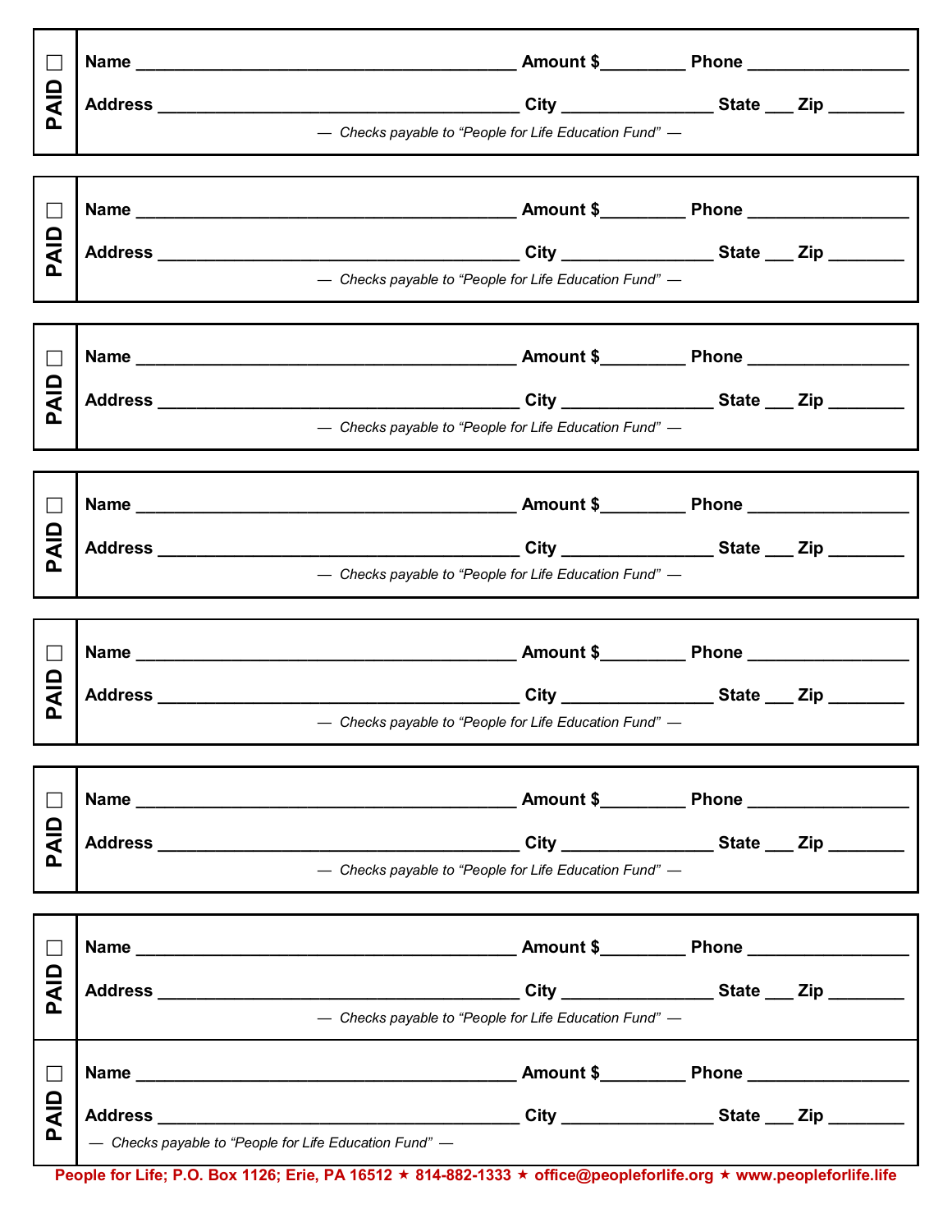☐ **PAID**

**Name** ________________________________________ **Amount $**_________ **Phone** _________________

**Address** ______________________________________ **City** ________________ **State** ___ **Zip** ________

*— Checks payable to “People for Life Education Fund” —*

---

☐ **PAID**

**Name** ________________________________________ **Amount $**_________ **Phone** _________________

**Address** ______________________________________ **City** ________________ **State** ___ **Zip** ________

*— Checks payable to “People for Life Education Fund” —*

---

☐ **PAID**

**Name** ________________________________________ **Amount $**_________ **Phone** _________________

**Address** ______________________________________ **City** ________________ **State** ___ **Zip** ________

*— Checks payable to “People for Life Education Fund” —*

---

☐ **PAID**

**Name** ________________________________________ **Amount $**_________ **Phone** _________________

**Address** ______________________________________ **City** ________________ **State** ___ **Zip** ________

*— Checks payable to “People for Life Education Fund” —*

---

☐ **PAID**

**Name** ________________________________________ **Amount $**_________ **Phone** _________________

**Address** ______________________________________ **City** ________________ **State** ___ **Zip** ________

*— Checks payable to “People for Life Education Fund” —*

---

☐ **PAID**

**Name** ________________________________________ **Amount $**_________ **Phone** _________________

**Address** ______________________________________ **City** ________________ **State** ___ **Zip** ________

*— Checks payable to “People for Life Education Fund” —*

---

☐ **PAID**

**Name** ________________________________________ **Amount $**_________ **Phone** _________________

**Address** ______________________________________ **City** ________________ **State** ___ **Zip** ________

*— Checks payable to “People for Life Education Fund” —*

---

☐ **PAID**

**Name** ________________________________________ **Amount $**_________ **Phone** _________________

**Address** ______________________________________ **City** ________________ **State** ___ **Zip** ________

*— Checks payable to “People for Life Education Fund” —*

---

**People for Life; P.O. Box 1126; Erie, PA 16512 ★ 814-882-1333 ★ office@peopleforlife.org ★ www.peopleforlife.life**